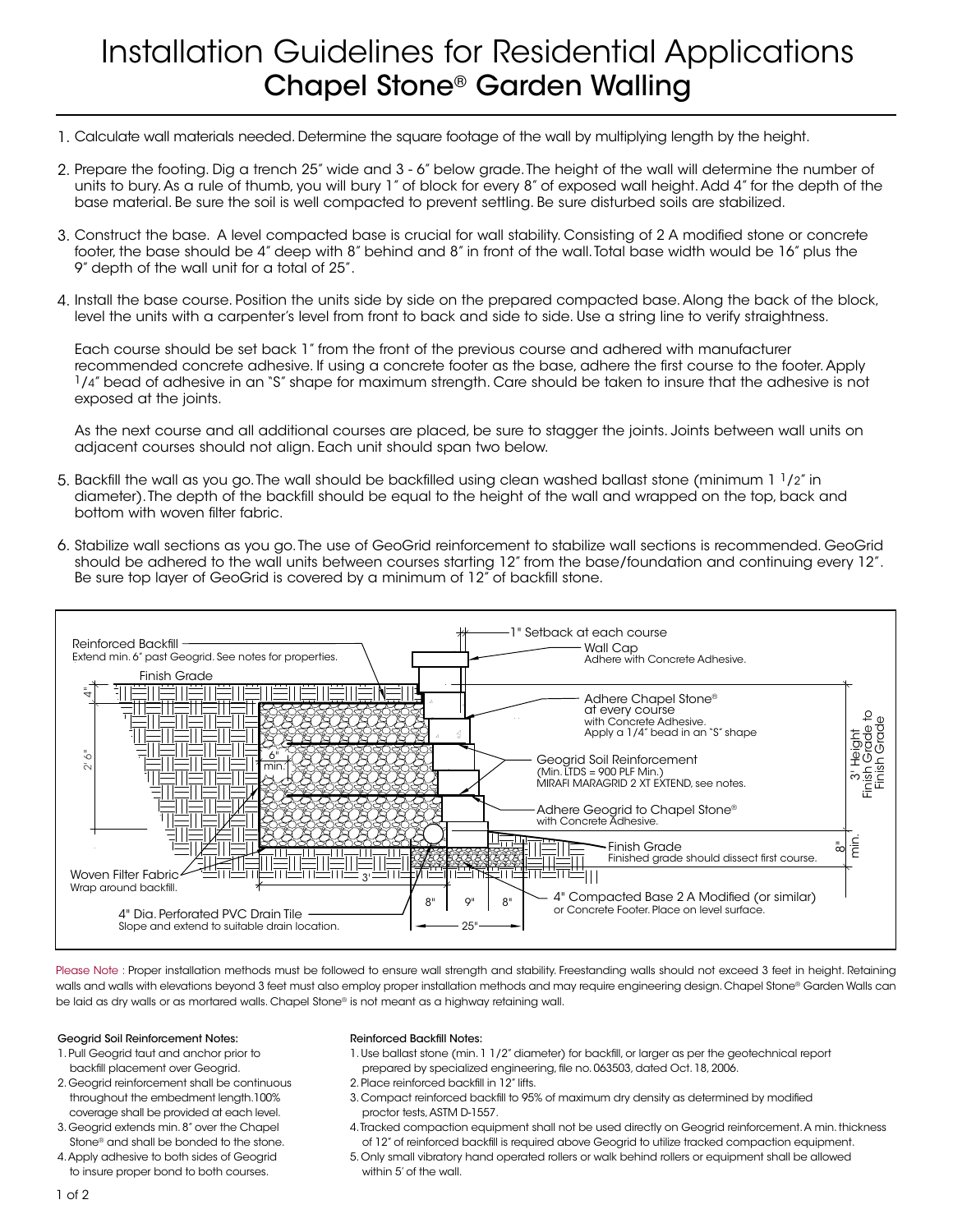# Installation Guidelines for Residential Applications
## Chapel Stone® Garden Walling

1. Calculate wall materials needed. Determine the square footage of the wall by multiplying length by the height.

2. Prepare the footing. Dig a trench 25" wide and 3 - 6" below grade. The height of the wall will determine the number of units to bury. As a rule of thumb, you will bury 1" of block for every 8" of exposed wall height. Add 4" for the depth of the base material. Be sure the soil is well compacted to prevent settling. Be sure disturbed soils are stabilized.

3. Construct the base. A level compacted base is crucial for wall stability. Consisting of 2 A modified stone or concrete footer, the base should be 4" deep with 8" behind and 8" in front of the wall. Total base width would be 16" plus the 9" depth of the wall unit for a total of 25".

4. Install the base course. Position the units side by side on the prepared compacted base. Along the back of the block, level the units with a carpenter's level from front to back and side to side. Use a string line to verify straightness.

   Each course should be set back 1" from the front of the previous course and adhered with manufacturer recommended concrete adhesive. If using a concrete footer as the base, adhere the first course to the footer. Apply 1/4" bead of adhesive in an "S" shape for maximum strength. Care should be taken to insure that the adhesive is not exposed at the joints.

   As the next course and all additional courses are placed, be sure to stagger the joints. Joints between wall units on adjacent courses should not align. Each unit should span two below.

5. Backfill the wall as you go. The wall should be backfilled using clean washed ballast stone (minimum 1 1/2" in diameter). The depth of the backfill should be equal to the height of the wall and wrapped on the top, back and bottom with woven filter fabric.

6. Stabilize wall sections as you go. The use of GeoGrid reinforcement to stabilize wall sections is recommended. GeoGrid should be adhered to the wall units between courses starting 12" from the base/foundation and continuing every 12". Be sure top layer of GeoGrid is covered by a minimum of 12" of backfill stone.

Reinforced Backfill — Extend min. 6" past Geogrid. See notes for properties.
Finish Grade
1" Setback at each course
Wall Cap — Adhere with Concrete Adhesive.
Adhere Chapel Stone® at every course with Concrete Adhesive. Apply a 1/4" bead in an "S" shape
Geogrid Soil Reinforcement (Min. LTDS = 900 PLF Min.) MIRAFI MARAGRID 2 XT EXTEND, see notes.
Adhere Geogrid to Chapel Stone® with Concrete Adhesive.
Finish Grade — Finished grade should dissect first course.
3' Height Finish Grade to Finish Grade
8" min.
4" Compacted Base 2 A Modified (or similar) or Concrete Footer. Place on level surface.
Woven Filter Fabric — Wrap around backfill.
4" Dia. Perforated PVC Drain Tile — Slope and extend to suitable drain location.
4" · 2' 6" · 6" min. · 3' · 8" · 9" · 8" · 25"

Please Note : Proper installation methods must be followed to ensure wall strength and stability. Freestanding walls should not exceed 3 feet in height. Retaining walls and walls with elevations beyond 3 feet must also employ proper installation methods and may require engineering design. Chapel Stone® Garden Walls can be laid as dry walls or as mortared walls. Chapel Stone® is not meant as a highway retaining wall.

### Geogrid Soil Reinforcement Notes:

1. Pull Geogrid taut and anchor prior to backfill placement over Geogrid.
2. Geogrid reinforcement shall be continuous throughout the embedment length. 100% coverage shall be provided at each level.
3. Geogrid extends min. 8" over the Chapel Stone® and shall be bonded to the stone.
4. Apply adhesive to both sides of Geogrid to insure proper bond to both courses.

### Reinforced Backfill Notes:

1. Use ballast stone (min. 1 1/2" diameter) for backfill, or larger as per the geotechnical report prepared by specialized engineering, file no. 063503, dated Oct. 18, 2006.
2. Place reinforced backfill in 12" lifts.
3. Compact reinforced backfill to 95% of maximum dry density as determined by modified proctor tests, ASTM D-1557.
4. Tracked compaction equipment shall not be used directly on Geogrid reinforcement. A min. thickness of 12" of reinforced backfill is required above Geogrid to utilize tracked compaction equipment.
5. Only small vibratory hand operated rollers or walk behind rollers or equipment shall be allowed within 5' of the wall.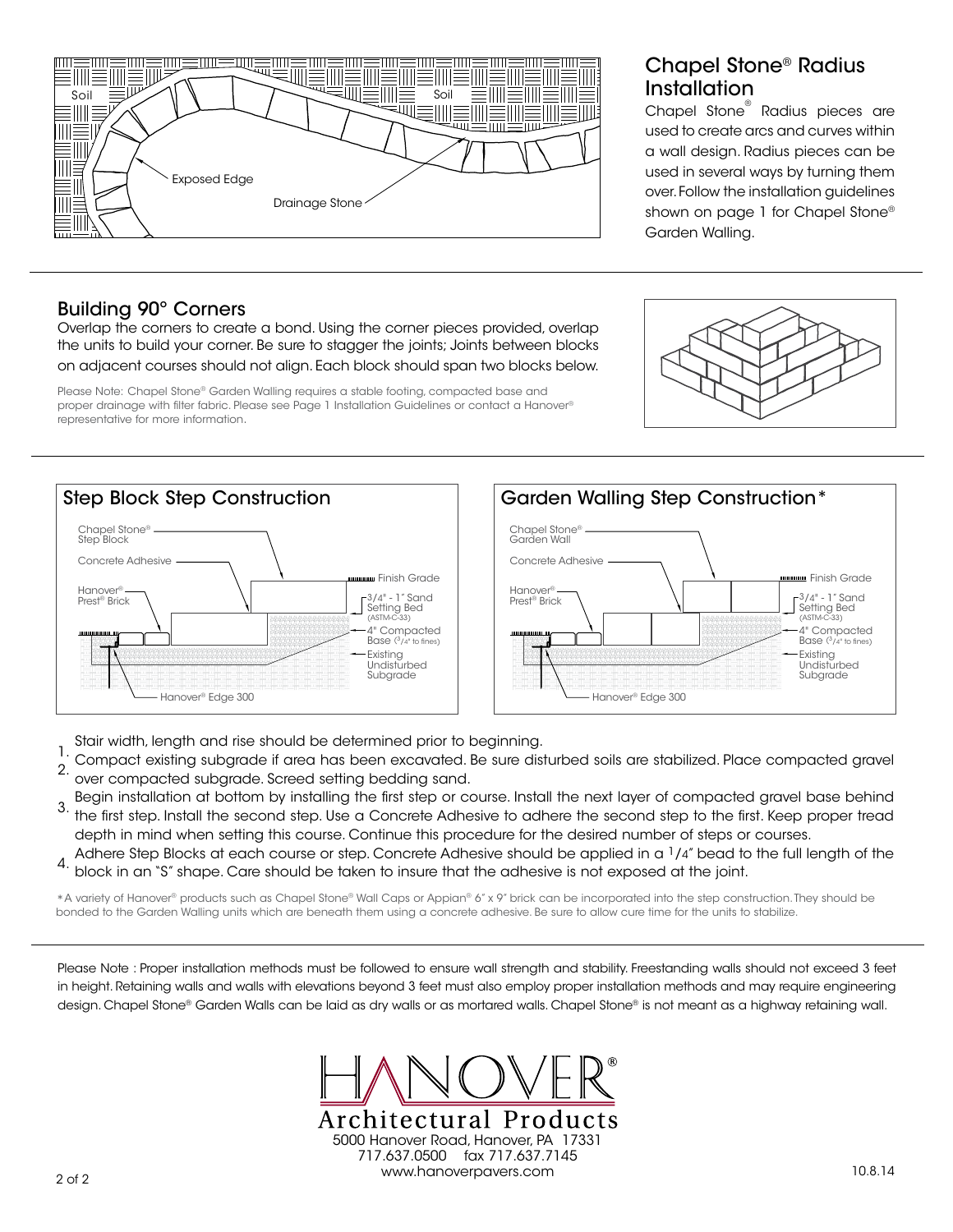Soil

Soil

Exposed Edge

Drainage Stone

## Chapel Stone® Radius Installation

Chapel Stone® Radius pieces are used to create arcs and curves within a wall design. Radius pieces can be used in several ways by turning them over. Follow the installation guidelines shown on page 1 for Chapel Stone® Garden Walling.

## Building 90° Corners

Overlap the corners to create a bond. Using the corner pieces provided, overlap the units to build your corner. Be sure to stagger the joints; Joints between blocks on adjacent courses should not align. Each block should span two blocks below.

Please Note: Chapel Stone® Garden Walling requires a stable footing, compacted base and proper drainage with filter fabric. Please see Page 1 Installation Guidelines or contact a Hanover® representative for more information.

## Step Block Step Construction

Chapel Stone® Step Block

Concrete Adhesive

Hanover® Prest® Brick

Finish Grade

3/4" - 1" Sand Setting Bed (ASTM-C-33)

4" Compacted Base (3/4" to fines)

Existing Undisturbed Subgrade

Hanover® Edge 300

## Garden Walling Step Construction*

Chapel Stone® Garden Wall

Concrete Adhesive

Hanover® Prest® Brick

Finish Grade

3/4" - 1" Sand Setting Bed (ASTM-C-33)

4" Compacted Base (3/4" to fines)

Existing Undisturbed Subgrade

Hanover® Edge 300

1. Stair width, length and rise should be determined prior to beginning.
2. Compact existing subgrade if area has been excavated. Be sure disturbed soils are stabilized. Place compacted gravel over compacted subgrade. Screed setting bedding sand.
3. Begin installation at bottom by installing the first step or course. Install the next layer of compacted gravel base behind the first step. Install the second step. Use a Concrete Adhesive to adhere the second step to the first. Keep proper tread depth in mind when setting this course. Continue this procedure for the desired number of steps or courses.
4. Adhere Step Blocks at each course or step. Concrete Adhesive should be applied in a 1/4" bead to the full length of the block in an "S" shape. Care should be taken to insure that the adhesive is not exposed at the joint.

*A variety of Hanover® products such as Chapel Stone® Wall Caps or Appian® 6" x 9" brick can be incorporated into the step construction. They should be bonded to the Garden Walling units which are beneath them using a concrete adhesive. Be sure to allow cure time for the units to stabilize.

Please Note : Proper installation methods must be followed to ensure wall strength and stability. Freestanding walls should not exceed 3 feet in height. Retaining walls and walls with elevations beyond 3 feet must also employ proper installation methods and may require engineering design. Chapel Stone® Garden Walls can be laid as dry walls or as mortared walls. Chapel Stone® is not meant as a highway retaining wall.

HANOVER®
Architectural Products
5000 Hanover Road, Hanover, PA 17331
717.637.0500 fax 717.637.7145
www.hanoverpavers.com

10.8.14